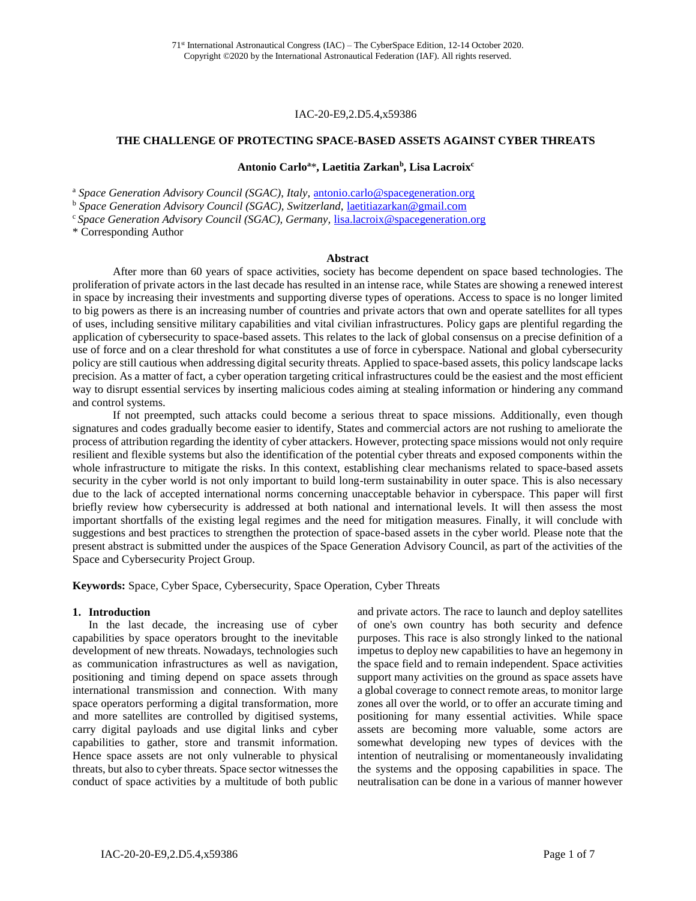71st International Astronautical Congress (IAC) – The CyberSpace Edition, 12-14 October 2020.
Copyright ©2020 by the International Astronautical Federation (IAF). All rights reserved.

IAC-20-E9,2.D5.4,x59386

# THE CHALLENGE OF PROTECTING SPACE-BASED ASSETS AGAINST CYBER THREATS

**Antonio Carlo[a]\*, Laetitia Zarkan[b], Lisa Lacroix[c]**

[a] *Space Generation Advisory Council (SGAC), Italy,* antonio.carlo@spacegeneration.org
[b] *Space Generation Advisory Council (SGAC), Switzerland,* laetitiazarkan@gmail.com
[c] *Space Generation Advisory Council (SGAC), Germany,* lisa.lacroix@spacegeneration.org
\* Corresponding Author

## Abstract

After more than 60 years of space activities, society has become dependent on space based technologies. The proliferation of private actors in the last decade has resulted in an intense race, while States are showing a renewed interest in space by increasing their investments and supporting diverse types of operations. Access to space is no longer limited to big powers as there is an increasing number of countries and private actors that own and operate satellites for all types of uses, including sensitive military capabilities and vital civilian infrastructures. Policy gaps are plentiful regarding the application of cybersecurity to space-based assets. This relates to the lack of global consensus on a precise definition of a use of force and on a clear threshold for what constitutes a use of force in cyberspace. National and global cybersecurity policy are still cautious when addressing digital security threats. Applied to space-based assets, this policy landscape lacks precision. As a matter of fact, a cyber operation targeting critical infrastructures could be the easiest and the most efficient way to disrupt essential services by inserting malicious codes aiming at stealing information or hindering any command and control systems.

If not preempted, such attacks could become a serious threat to space missions. Additionally, even though signatures and codes gradually become easier to identify, States and commercial actors are not rushing to ameliorate the process of attribution regarding the identity of cyber attackers. However, protecting space missions would not only require resilient and flexible systems but also the identification of the potential cyber threats and exposed components within the whole infrastructure to mitigate the risks. In this context, establishing clear mechanisms related to space-based assets security in the cyber world is not only important to build long-term sustainability in outer space. This is also necessary due to the lack of accepted international norms concerning unacceptable behavior in cyberspace. This paper will first briefly review how cybersecurity is addressed at both national and international levels. It will then assess the most important shortfalls of the existing legal regimes and the need for mitigation measures. Finally, it will conclude with suggestions and best practices to strengthen the protection of space-based assets in the cyber world. Please note that the present abstract is submitted under the auspices of the Space Generation Advisory Council, as part of the activities of the Space and Cybersecurity Project Group.

**Keywords:** Space, Cyber Space, Cybersecurity, Space Operation, Cyber Threats

## 1. Introduction

In the last decade, the increasing use of cyber capabilities by space operators brought to the inevitable development of new threats. Nowadays, technologies such as communication infrastructures as well as navigation, positioning and timing depend on space assets through international transmission and connection. With many space operators performing a digital transformation, more and more satellites are controlled by digitised systems, carry digital payloads and use digital links and cyber capabilities to gather, store and transmit information. Hence space assets are not only vulnerable to physical threats, but also to cyber threats. Space sector witnesses the conduct of space activities by a multitude of both public and private actors. The race to launch and deploy satellites of one's own country has both security and defence purposes. This race is also strongly linked to the national impetus to deploy new capabilities to have an hegemony in the space field and to remain independent. Space activities support many activities on the ground as space assets have a global coverage to connect remote areas, to monitor large zones all over the world, or to offer an accurate timing and positioning for many essential activities. While space assets are becoming more valuable, some actors are somewhat developing new types of devices with the intention of neutralising or momentaneously invalidating the systems and the opposing capabilities in space. The neutralisation can be done in a various of manner however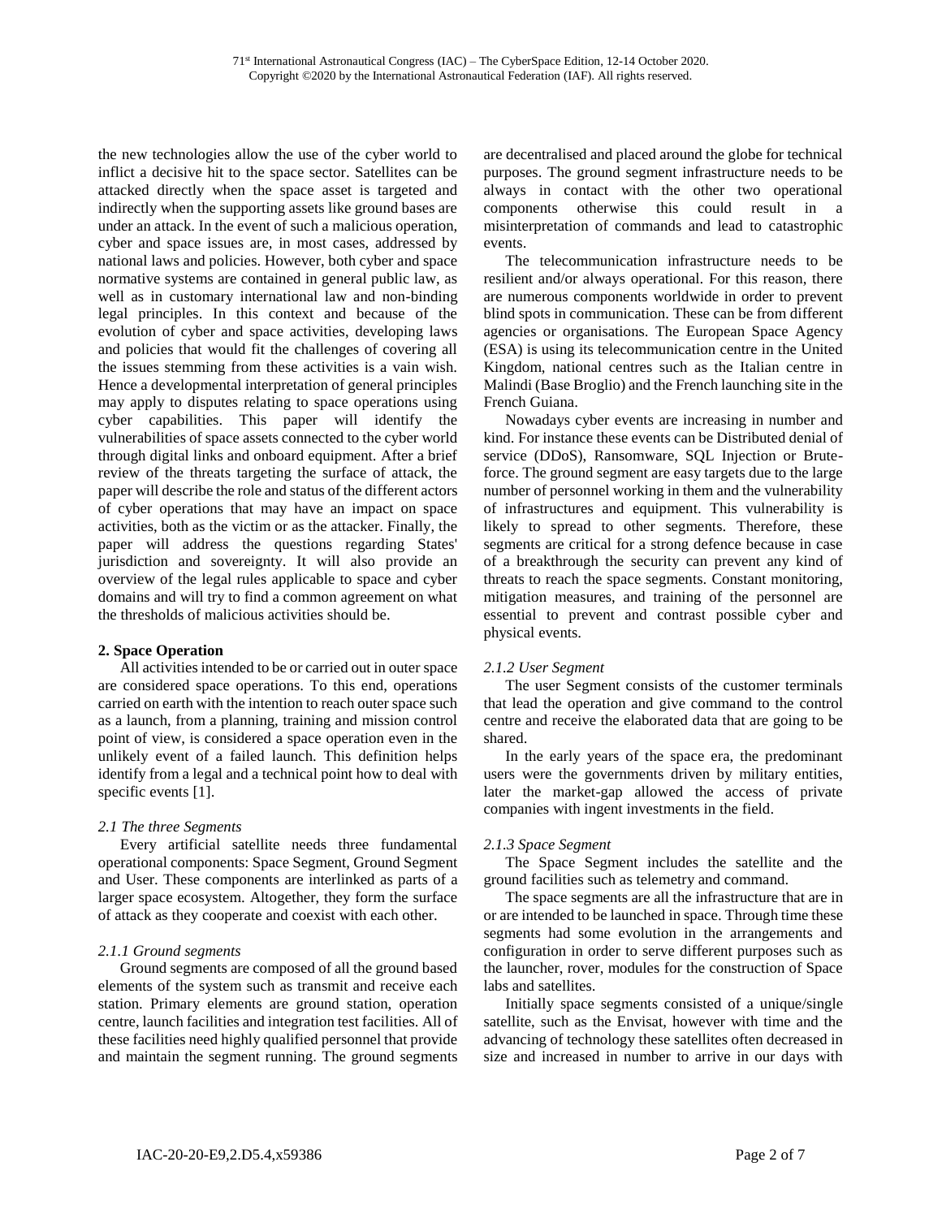the new technologies allow the use of the cyber world to inflict a decisive hit to the space sector. Satellites can be attacked directly when the space asset is targeted and indirectly when the supporting assets like ground bases are under an attack. In the event of such a malicious operation, cyber and space issues are, in most cases, addressed by national laws and policies. However, both cyber and space normative systems are contained in general public law, as well as in customary international law and non-binding legal principles. In this context and because of the evolution of cyber and space activities, developing laws and policies that would fit the challenges of covering all the issues stemming from these activities is a vain wish. Hence a developmental interpretation of general principles may apply to disputes relating to space operations using cyber capabilities. This paper will identify the vulnerabilities of space assets connected to the cyber world through digital links and onboard equipment. After a brief review of the threats targeting the surface of attack, the paper will describe the role and status of the different actors of cyber operations that may have an impact on space activities, both as the victim or as the attacker. Finally, the paper will address the questions regarding States' jurisdiction and sovereignty. It will also provide an overview of the legal rules applicable to space and cyber domains and will try to find a common agreement on what the thresholds of malicious activities should be.

## 2. Space Operation

All activities intended to be or carried out in outer space are considered space operations. To this end, operations carried on earth with the intention to reach outer space such as a launch, from a planning, training and mission control point of view, is considered a space operation even in the unlikely event of a failed launch. This definition helps identify from a legal and a technical point how to deal with specific events [1].

### *2.1 The three Segments*

Every artificial satellite needs three fundamental operational components: Space Segment, Ground Segment and User. These components are interlinked as parts of a larger space ecosystem. Altogether, they form the surface of attack as they cooperate and coexist with each other.

#### *2.1.1 Ground segments*

Ground segments are composed of all the ground based elements of the system such as transmit and receive each station. Primary elements are ground station, operation centre, launch facilities and integration test facilities. All of these facilities need highly qualified personnel that provide and maintain the segment running. The ground segments are decentralised and placed around the globe for technical purposes. The ground segment infrastructure needs to be always in contact with the other two operational components otherwise this could result in a misinterpretation of commands and lead to catastrophic events.

The telecommunication infrastructure needs to be resilient and/or always operational. For this reason, there are numerous components worldwide in order to prevent blind spots in communication. These can be from different agencies or organisations. The European Space Agency (ESA) is using its telecommunication centre in the United Kingdom, national centres such as the Italian centre in Malindi (Base Broglio) and the French launching site in the French Guiana.

Nowadays cyber events are increasing in number and kind. For instance these events can be Distributed denial of service (DDoS), Ransomware, SQL Injection or Brute-force. The ground segment are easy targets due to the large number of personnel working in them and the vulnerability of infrastructures and equipment. This vulnerability is likely to spread to other segments. Therefore, these segments are critical for a strong defence because in case of a breakthrough the security can prevent any kind of threats to reach the space segments. Constant monitoring, mitigation measures, and training of the personnel are essential to prevent and contrast possible cyber and physical events.

#### *2.1.2 User Segment*

The user Segment consists of the customer terminals that lead the operation and give command to the control centre and receive the elaborated data that are going to be shared.

In the early years of the space era, the predominant users were the governments driven by military entities, later the market-gap allowed the access of private companies with ingent investments in the field.

#### *2.1.3 Space Segment*

The Space Segment includes the satellite and the ground facilities such as telemetry and command.

The space segments are all the infrastructure that are in or are intended to be launched in space. Through time these segments had some evolution in the arrangements and configuration in order to serve different purposes such as the launcher, rover, modules for the construction of Space labs and satellites.

Initially space segments consisted of a unique/single satellite, such as the Envisat, however with time and the advancing of technology these satellites often decreased in size and increased in number to arrive in our days with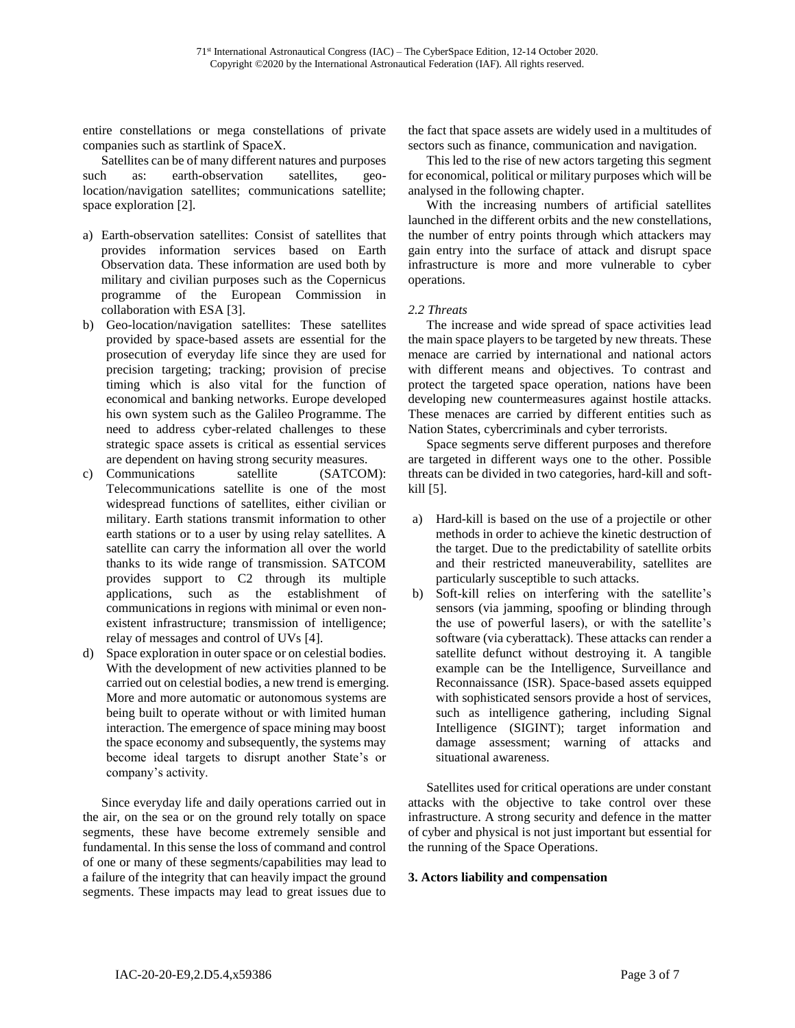entire constellations or mega constellations of private companies such as startlink of SpaceX.

Satellites can be of many different natures and purposes such as: earth-observation satellites, geo-location/navigation satellites; communications satellite; space exploration [2].

a) Earth-observation satellites: Consist of satellites that provides information services based on Earth Observation data. These information are used both by military and civilian purposes such as the Copernicus programme of the European Commission in collaboration with ESA [3].
b) Geo-location/navigation satellites: These satellites provided by space-based assets are essential for the prosecution of everyday life since they are used for precision targeting; tracking; provision of precise timing which is also vital for the function of economical and banking networks. Europe developed his own system such as the Galileo Programme. The need to address cyber-related challenges to these strategic space assets is critical as essential services are dependent on having strong security measures.
c) Communications satellite (SATCOM): Telecommunications satellite is one of the most widespread functions of satellites, either civilian or military. Earth stations transmit information to other earth stations or to a user by using relay satellites. A satellite can carry the information all over the world thanks to its wide range of transmission. SATCOM provides support to C2 through its multiple applications, such as the establishment of communications in regions with minimal or even non-existent infrastructure; transmission of intelligence; relay of messages and control of UVs [4].
d) Space exploration in outer space or on celestial bodies. With the development of new activities planned to be carried out on celestial bodies, a new trend is emerging. More and more automatic or autonomous systems are being built to operate without or with limited human interaction. The emergence of space mining may boost the space economy and subsequently, the systems may become ideal targets to disrupt another State's or company's activity.

Since everyday life and daily operations carried out in the air, on the sea or on the ground rely totally on space segments, these have become extremely sensible and fundamental. In this sense the loss of command and control of one or many of these segments/capabilities may lead to a failure of the integrity that can heavily impact the ground segments. These impacts may lead to great issues due to the fact that space assets are widely used in a multitudes of sectors such as finance, communication and navigation.

This led to the rise of new actors targeting this segment for economical, political or military purposes which will be analysed in the following chapter.

With the increasing numbers of artificial satellites launched in the different orbits and the new constellations, the number of entry points through which attackers may gain entry into the surface of attack and disrupt space infrastructure is more and more vulnerable to cyber operations.

### *2.2 Threats*

The increase and wide spread of space activities lead the main space players to be targeted by new threats. These menace are carried by international and national actors with different means and objectives. To contrast and protect the targeted space operation, nations have been developing new countermeasures against hostile attacks. These menaces are carried by different entities such as Nation States, cybercriminals and cyber terrorists.

Space segments serve different purposes and therefore are targeted in different ways one to the other. Possible threats can be divided in two categories, hard-kill and soft-kill [5].

a) Hard-kill is based on the use of a projectile or other methods in order to achieve the kinetic destruction of the target. Due to the predictability of satellite orbits and their restricted maneuverability, satellites are particularly susceptible to such attacks.
b) Soft-kill relies on interfering with the satellite's sensors (via jamming, spoofing or blinding through the use of powerful lasers), or with the satellite's software (via cyberattack). These attacks can render a satellite defunct without destroying it. A tangible example can be the Intelligence, Surveillance and Reconnaissance (ISR). Space-based assets equipped with sophisticated sensors provide a host of services, such as intelligence gathering, including Signal Intelligence (SIGINT); target information and damage assessment; warning of attacks and situational awareness.

Satellites used for critical operations are under constant attacks with the objective to take control over these infrastructure. A strong security and defence in the matter of cyber and physical is not just important but essential for the running of the Space Operations.

## **3. Actors liability and compensation**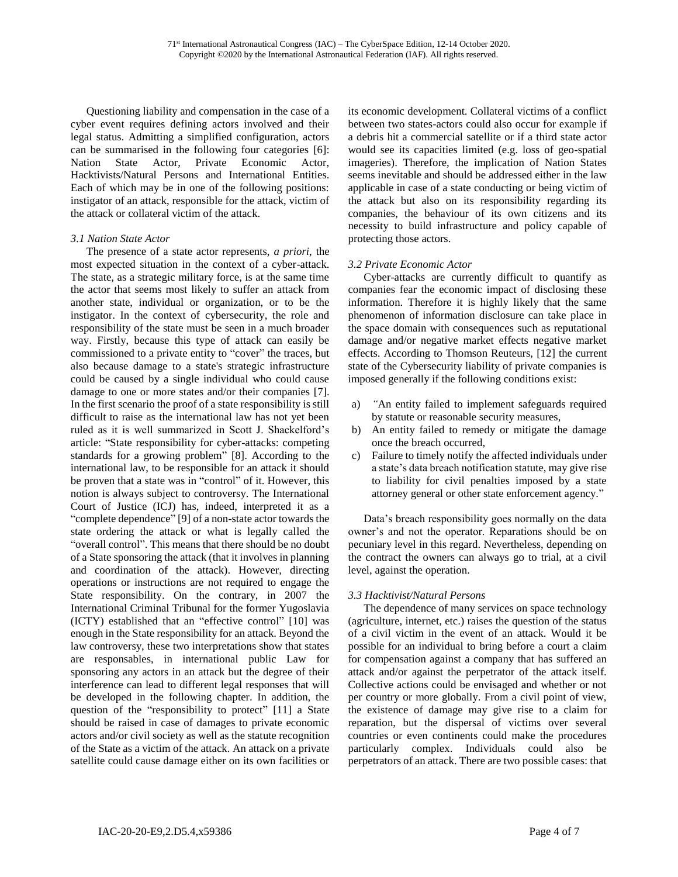Questioning liability and compensation in the case of a cyber event requires defining actors involved and their legal status. Admitting a simplified configuration, actors can be summarised in the following four categories [6]: Nation State Actor, Private Economic Actor, Hacktivists/Natural Persons and International Entities. Each of which may be in one of the following positions: instigator of an attack, responsible for the attack, victim of the attack or collateral victim of the attack.

### *3.1 Nation State Actor*

The presence of a state actor represents, *a priori*, the most expected situation in the context of a cyber-attack. The state, as a strategic military force, is at the same time the actor that seems most likely to suffer an attack from another state, individual or organization, or to be the instigator. In the context of cybersecurity, the role and responsibility of the state must be seen in a much broader way. Firstly, because this type of attack can easily be commissioned to a private entity to "cover" the traces, but also because damage to a state's strategic infrastructure could be caused by a single individual who could cause damage to one or more states and/or their companies [7]. In the first scenario the proof of a state responsibility is still difficult to raise as the international law has not yet been ruled as it is well summarized in Scott J. Shackelford's article: "State responsibility for cyber-attacks: competing standards for a growing problem" [8]. According to the international law, to be responsible for an attack it should be proven that a state was in "control" of it. However, this notion is always subject to controversy. The International Court of Justice (ICJ) has, indeed, interpreted it as a "complete dependence" [9] of a non-state actor towards the state ordering the attack or what is legally called the "overall control". This means that there should be no doubt of a State sponsoring the attack (that it involves in planning and coordination of the attack). However, directing operations or instructions are not required to engage the State responsibility. On the contrary, in 2007 the International Criminal Tribunal for the former Yugoslavia (ICTY) established that an "effective control" [10] was enough in the State responsibility for an attack. Beyond the law controversy, these two interpretations show that states are responsables, in international public Law for sponsoring any actors in an attack but the degree of their interference can lead to different legal responses that will be developed in the following chapter. In addition, the question of the "responsibility to protect" [11] a State should be raised in case of damages to private economic actors and/or civil society as well as the statute recognition of the State as a victim of the attack. An attack on a private satellite could cause damage either on its own facilities or its economic development. Collateral victims of a conflict between two states-actors could also occur for example if a debris hit a commercial satellite or if a third state actor would see its capacities limited (e.g. loss of geo-spatial imageries). Therefore, the implication of Nation States seems inevitable and should be addressed either in the law applicable in case of a state conducting or being victim of the attack but also on its responsibility regarding its companies, the behaviour of its own citizens and its necessity to build infrastructure and policy capable of protecting those actors.

### *3.2 Private Economic Actor*

Cyber-attacks are currently difficult to quantify as companies fear the economic impact of disclosing these information. Therefore it is highly likely that the same phenomenon of information disclosure can take place in the space domain with consequences such as reputational damage and/or negative market effects negative market effects. According to Thomson Reuteurs, [12] the current state of the Cybersecurity liability of private companies is imposed generally if the following conditions exist:

a) "An entity failed to implement safeguards required by statute or reasonable security measures,
b) An entity failed to remedy or mitigate the damage once the breach occurred,
c) Failure to timely notify the affected individuals under a state's data breach notification statute, may give rise to liability for civil penalties imposed by a state attorney general or other state enforcement agency."

Data's breach responsibility goes normally on the data owner's and not the operator. Reparations should be on pecuniary level in this regard. Nevertheless, depending on the contract the owners can always go to trial, at a civil level, against the operation.

### *3.3 Hacktivist/Natural Persons*

The dependence of many services on space technology (agriculture, internet, etc.) raises the question of the status of a civil victim in the event of an attack. Would it be possible for an individual to bring before a court a claim for compensation against a company that has suffered an attack and/or against the perpetrator of the attack itself. Collective actions could be envisaged and whether or not per country or more globally. From a civil point of view, the existence of damage may give rise to a claim for reparation, but the dispersal of victims over several countries or even continents could make the procedures particularly complex. Individuals could also be perpetrators of an attack. There are two possible cases: that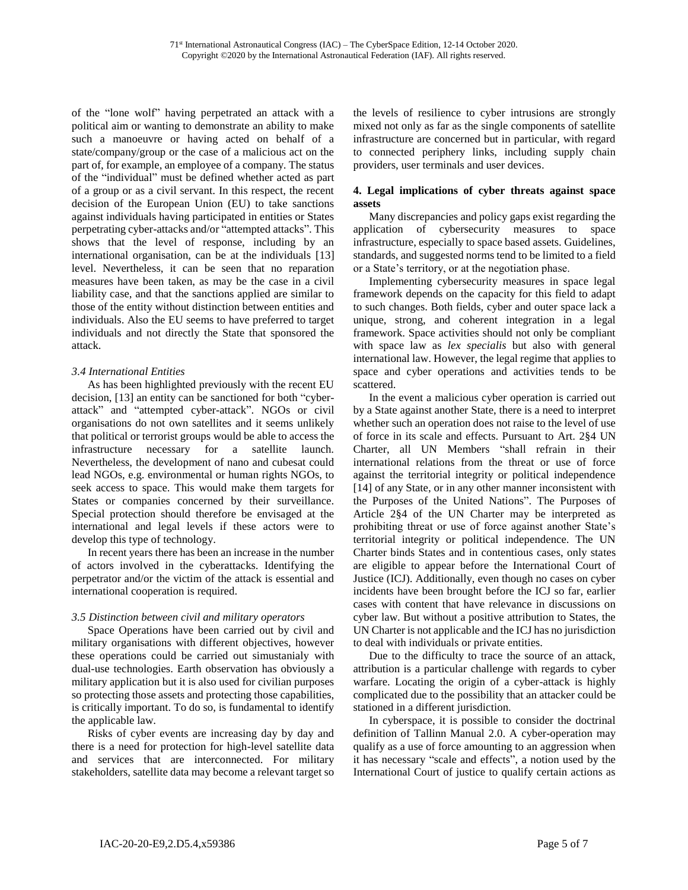of the "lone wolf" having perpetrated an attack with a political aim or wanting to demonstrate an ability to make such a manoeuvre or having acted on behalf of a state/company/group or the case of a malicious act on the part of, for example, an employee of a company. The status of the "individual" must be defined whether acted as part of a group or as a civil servant. In this respect, the recent decision of the European Union (EU) to take sanctions against individuals having participated in entities or States perpetrating cyber-attacks and/or "attempted attacks". This shows that the level of response, including by an international organisation, can be at the individuals [13] level. Nevertheless, it can be seen that no reparation measures have been taken, as may be the case in a civil liability case, and that the sanctions applied are similar to those of the entity without distinction between entities and individuals. Also the EU seems to have preferred to target individuals and not directly the State that sponsored the attack.

### *3.4 International Entities*

As has been highlighted previously with the recent EU decision, [13] an entity can be sanctioned for both "cyber-attack" and "attempted cyber-attack". NGOs or civil organisations do not own satellites and it seems unlikely that political or terrorist groups would be able to access the infrastructure necessary for a satellite launch. Nevertheless, the development of nano and cubesat could lead NGOs, e.g. environmental or human rights NGOs, to seek access to space. This would make them targets for States or companies concerned by their surveillance. Special protection should therefore be envisaged at the international and legal levels if these actors were to develop this type of technology.

In recent years there has been an increase in the number of actors involved in the cyberattacks. Identifying the perpetrator and/or the victim of the attack is essential and international cooperation is required.

### *3.5 Distinction between civil and military operators*

Space Operations have been carried out by civil and military organisations with different objectives, however these operations could be carried out simustanialy with dual-use technologies. Earth observation has obviously a military application but it is also used for civilian purposes so protecting those assets and protecting those capabilities, is critically important. To do so, is fundamental to identify the applicable law.

Risks of cyber events are increasing day by day and there is a need for protection for high-level satellite data and services that are interconnected. For military stakeholders, satellite data may become a relevant target so the levels of resilience to cyber intrusions are strongly mixed not only as far as the single components of satellite infrastructure are concerned but in particular, with regard to connected periphery links, including supply chain providers, user terminals and user devices.

## **4. Legal implications of cyber threats against space assets**

Many discrepancies and policy gaps exist regarding the application of cybersecurity measures to space infrastructure, especially to space based assets. Guidelines, standards, and suggested norms tend to be limited to a field or a State's territory, or at the negotiation phase.

Implementing cybersecurity measures in space legal framework depends on the capacity for this field to adapt to such changes. Both fields, cyber and outer space lack a unique, strong, and coherent integration in a legal framework. Space activities should not only be compliant with space law as *lex specialis* but also with general international law. However, the legal regime that applies to space and cyber operations and activities tends to be scattered.

In the event a malicious cyber operation is carried out by a State against another State, there is a need to interpret whether such an operation does not raise to the level of use of force in its scale and effects. Pursuant to Art. 2§4 UN Charter, all UN Members "shall refrain in their international relations from the threat or use of force against the territorial integrity or political independence [14] of any State, or in any other manner inconsistent with the Purposes of the United Nations". The Purposes of Article 2§4 of the UN Charter may be interpreted as prohibiting threat or use of force against another State's territorial integrity or political independence. The UN Charter binds States and in contentious cases, only states are eligible to appear before the International Court of Justice (ICJ). Additionally, even though no cases on cyber incidents have been brought before the ICJ so far, earlier cases with content that have relevance in discussions on cyber law. But without a positive attribution to States, the UN Charter is not applicable and the ICJ has no jurisdiction to deal with individuals or private entities.

Due to the difficulty to trace the source of an attack, attribution is a particular challenge with regards to cyber warfare. Locating the origin of a cyber-attack is highly complicated due to the possibility that an attacker could be stationed in a different jurisdiction.

In cyberspace, it is possible to consider the doctrinal definition of Tallinn Manual 2.0. A cyber-operation may qualify as a use of force amounting to an aggression when it has necessary "scale and effects", a notion used by the International Court of justice to qualify certain actions as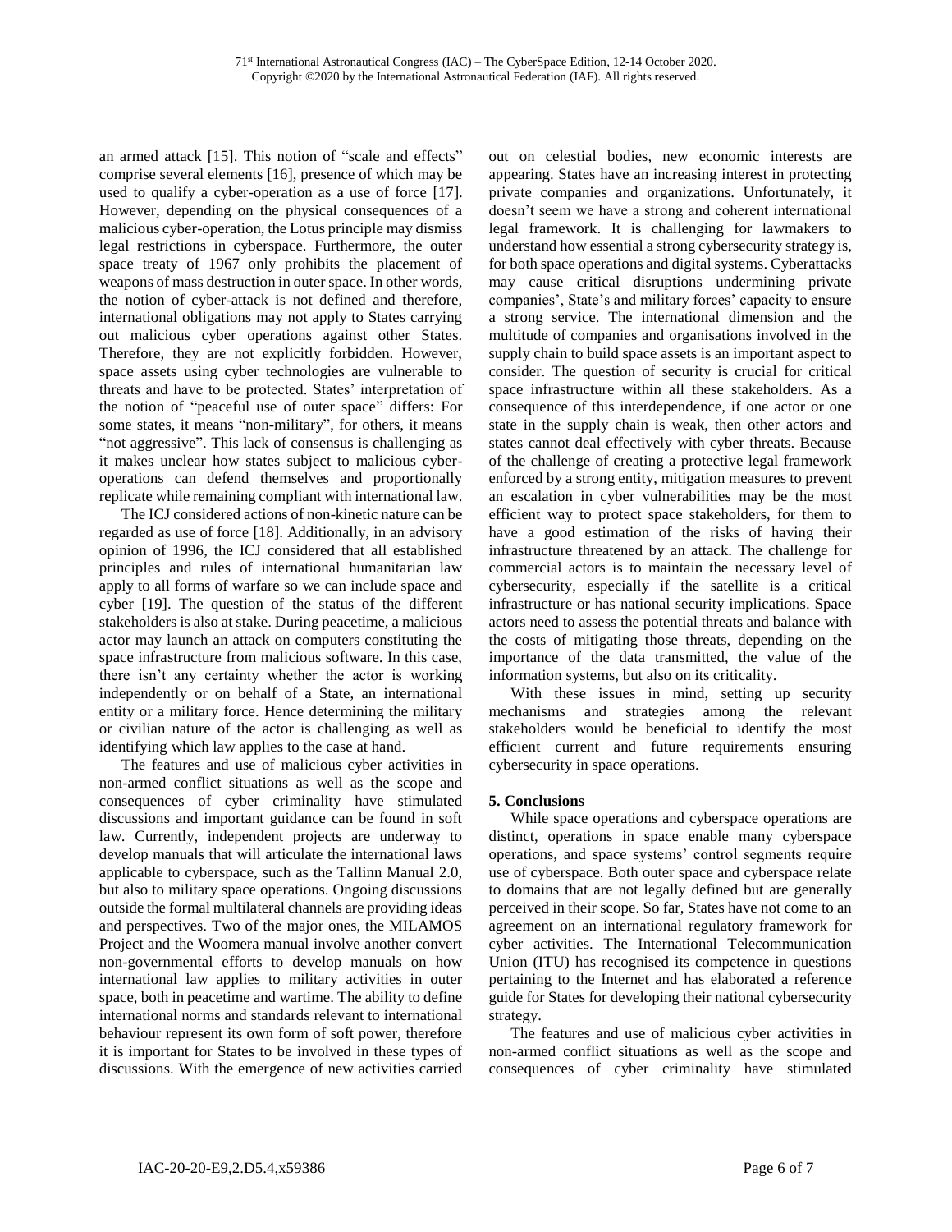an armed attack [15]. This notion of "scale and effects" comprise several elements [16], presence of which may be used to qualify a cyber-operation as a use of force [17]. However, depending on the physical consequences of a malicious cyber-operation, the Lotus principle may dismiss legal restrictions in cyberspace. Furthermore, the outer space treaty of 1967 only prohibits the placement of weapons of mass destruction in outer space. In other words, the notion of cyber-attack is not defined and therefore, international obligations may not apply to States carrying out malicious cyber operations against other States. Therefore, they are not explicitly forbidden. However, space assets using cyber technologies are vulnerable to threats and have to be protected. States' interpretation of the notion of "peaceful use of outer space" differs: For some states, it means "non-military", for others, it means "not aggressive". This lack of consensus is challenging as it makes unclear how states subject to malicious cyber-operations can defend themselves and proportionally replicate while remaining compliant with international law.

The ICJ considered actions of non-kinetic nature can be regarded as use of force [18]. Additionally, in an advisory opinion of 1996, the ICJ considered that all established principles and rules of international humanitarian law apply to all forms of warfare so we can include space and cyber [19]. The question of the status of the different stakeholders is also at stake. During peacetime, a malicious actor may launch an attack on computers constituting the space infrastructure from malicious software. In this case, there isn't any certainty whether the actor is working independently or on behalf of a State, an international entity or a military force. Hence determining the military or civilian nature of the actor is challenging as well as identifying which law applies to the case at hand.

The features and use of malicious cyber activities in non-armed conflict situations as well as the scope and consequences of cyber criminality have stimulated discussions and important guidance can be found in soft law. Currently, independent projects are underway to develop manuals that will articulate the international laws applicable to cyberspace, such as the Tallinn Manual 2.0, but also to military space operations. Ongoing discussions outside the formal multilateral channels are providing ideas and perspectives. Two of the major ones, the MILAMOS Project and the Woomera manual involve another convert non-governmental efforts to develop manuals on how international law applies to military activities in outer space, both in peacetime and wartime. The ability to define international norms and standards relevant to international behaviour represent its own form of soft power, therefore it is important for States to be involved in these types of discussions. With the emergence of new activities carried out on celestial bodies, new economic interests are appearing. States have an increasing interest in protecting private companies and organizations. Unfortunately, it doesn't seem we have a strong and coherent international legal framework. It is challenging for lawmakers to understand how essential a strong cybersecurity strategy is, for both space operations and digital systems. Cyberattacks may cause critical disruptions undermining private companies', State's and military forces' capacity to ensure a strong service. The international dimension and the multitude of companies and organisations involved in the supply chain to build space assets is an important aspect to consider. The question of security is crucial for critical space infrastructure within all these stakeholders. As a consequence of this interdependence, if one actor or one state in the supply chain is weak, then other actors and states cannot deal effectively with cyber threats. Because of the challenge of creating a protective legal framework enforced by a strong entity, mitigation measures to prevent an escalation in cyber vulnerabilities may be the most efficient way to protect space stakeholders, for them to have a good estimation of the risks of having their infrastructure threatened by an attack. The challenge for commercial actors is to maintain the necessary level of cybersecurity, especially if the satellite is a critical infrastructure or has national security implications. Space actors need to assess the potential threats and balance with the costs of mitigating those threats, depending on the importance of the data transmitted, the value of the information systems, but also on its criticality.

With these issues in mind, setting up security mechanisms and strategies among the relevant stakeholders would be beneficial to identify the most efficient current and future requirements ensuring cybersecurity in space operations.

## 5. Conclusions

While space operations and cyberspace operations are distinct, operations in space enable many cyberspace operations, and space systems' control segments require use of cyberspace. Both outer space and cyberspace relate to domains that are not legally defined but are generally perceived in their scope. So far, States have not come to an agreement on an international regulatory framework for cyber activities. The International Telecommunication Union (ITU) has recognised its competence in questions pertaining to the Internet and has elaborated a reference guide for States for developing their national cybersecurity strategy.

The features and use of malicious cyber activities in non-armed conflict situations as well as the scope and consequences of cyber criminality have stimulated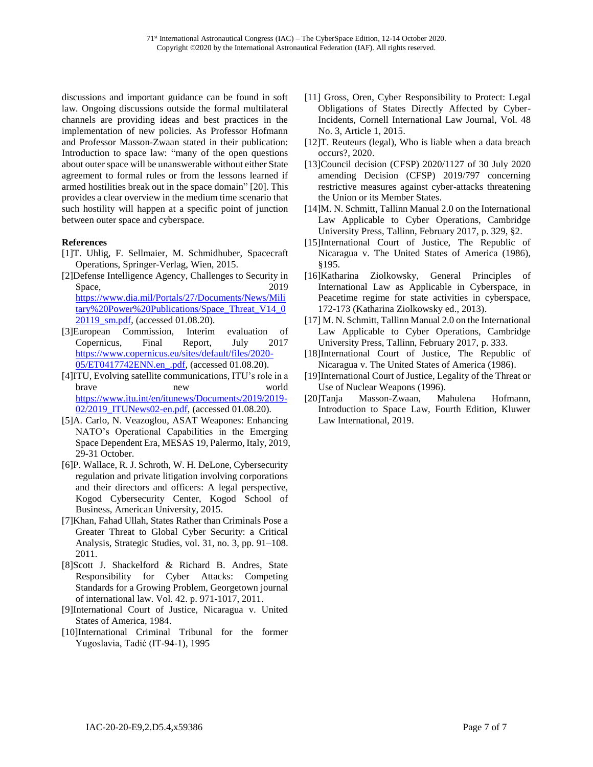discussions and important guidance can be found in soft law. Ongoing discussions outside the formal multilateral channels are providing ideas and best practices in the implementation of new policies. As Professor Hofmann and Professor Masson-Zwaan stated in their publication: Introduction to space law: "many of the open questions about outer space will be unanswerable without either State agreement to formal rules or from the lessons learned if armed hostilities break out in the space domain" [20]. This provides a clear overview in the medium time scenario that such hostility will happen at a specific point of junction between outer space and cyberspace.

**References**

[1] T. Uhlig, F. Sellmaier, M. Schmidhuber, Spacecraft Operations, Springer-Verlag, Wien, 2015.

[2] Defense Intelligence Agency, Challenges to Security in Space, 2019 https://www.dia.mil/Portals/27/Documents/News/Military%20Power%20Publications/Space_Threat_V14_020119_sm.pdf, (accessed 01.08.20).

[3] European Commission, Interim evaluation of Copernicus, Final Report, July 2017 https://www.copernicus.eu/sites/default/files/2020-05/ET0417742ENN.en_.pdf, (accessed 01.08.20).

[4] ITU, Evolving satellite communications, ITU's role in a brave new world https://www.itu.int/en/itunews/Documents/2019/2019-02/2019_ITUNews02-en.pdf, (accessed 01.08.20).

[5] A. Carlo, N. Veazoglou, ASAT Weapones: Enhancing NATO's Operational Capabilities in the Emerging Space Dependent Era, MESAS 19, Palermo, Italy, 2019, 29-31 October.

[6] P. Wallace, R. J. Schroth, W. H. DeLone, Cybersecurity regulation and private litigation involving corporations and their directors and officers: A legal perspective, Kogod Cybersecurity Center, Kogod School of Business, American University, 2015.

[7] Khan, Fahad Ullah, States Rather than Criminals Pose a Greater Threat to Global Cyber Security: a Critical Analysis, Strategic Studies, vol. 31, no. 3, pp. 91–108. 2011.

[8] Scott J. Shackelford & Richard B. Andres, State Responsibility for Cyber Attacks: Competing Standards for a Growing Problem, Georgetown journal of international law. Vol. 42. p. 971-1017, 2011.

[9] International Court of Justice, Nicaragua v. United States of America, 1984.

[10] International Criminal Tribunal for the former Yugoslavia, Tadić (IT-94-1), 1995

[11] Gross, Oren, Cyber Responsibility to Protect: Legal Obligations of States Directly Affected by Cyber-Incidents, Cornell International Law Journal, Vol. 48 No. 3, Article 1, 2015.

[12] T. Reuteurs (legal), Who is liable when a data breach occurs?, 2020.

[13] Council decision (CFSP) 2020/1127 of 30 July 2020 amending Decision (CFSP) 2019/797 concerning restrictive measures against cyber-attacks threatening the Union or its Member States.

[14] M. N. Schmitt, Tallinn Manual 2.0 on the International Law Applicable to Cyber Operations, Cambridge University Press, Tallinn, February 2017, p. 329, §2.

[15] International Court of Justice, The Republic of Nicaragua v. The United States of America (1986), §195.

[16] Katharina Ziolkowsky, General Principles of International Law as Applicable in Cyberspace, in Peacetime regime for state activities in cyberspace, 172-173 (Katharina Ziolkowsky ed., 2013).

[17] M. N. Schmitt, Tallinn Manual 2.0 on the International Law Applicable to Cyber Operations, Cambridge University Press, Tallinn, February 2017, p. 333.

[18] International Court of Justice, The Republic of Nicaragua v. The United States of America (1986).

[19] International Court of Justice, Legality of the Threat or Use of Nuclear Weapons (1996).

[20] Tanja Masson-Zwaan, Mahulena Hofmann, Introduction to Space Law, Fourth Edition, Kluwer Law International, 2019.